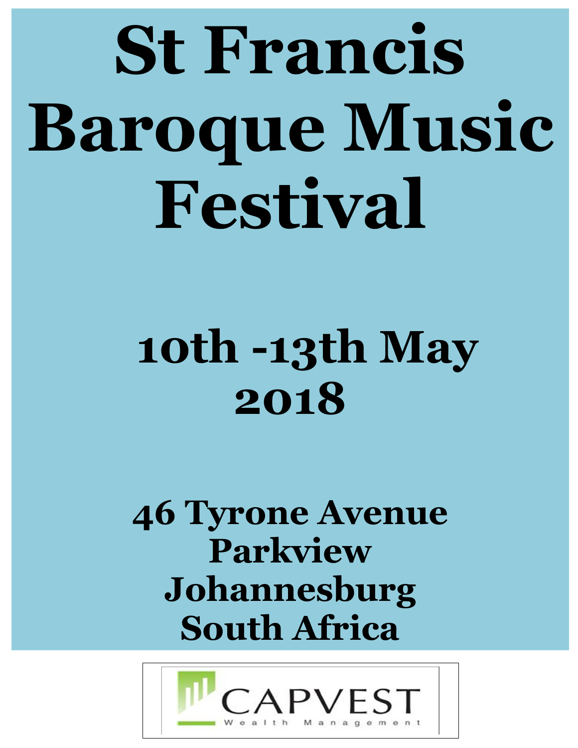# St Francis Baroque Music Festival

## 10th -13th May 2018

**46 Tyrone Avenue**
**Parkview**
**Johannesburg**
**South Africa**

CAPVEST

Wealth Management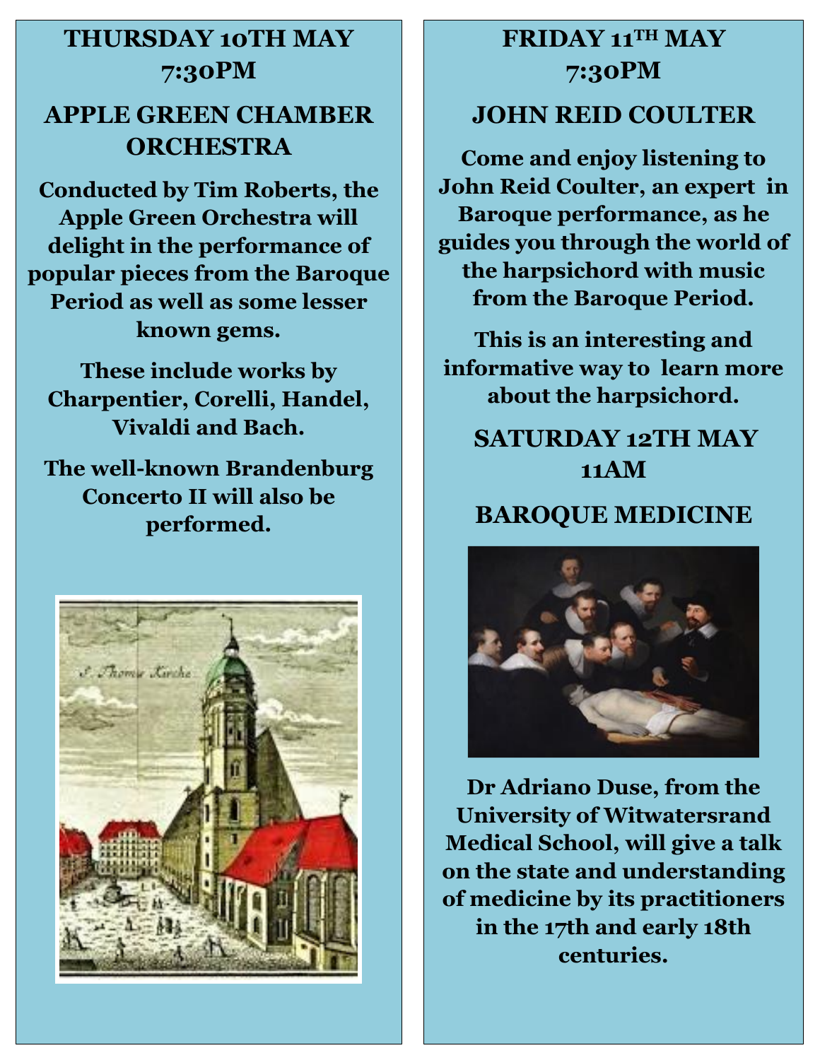## THURSDAY 10TH MAY 7:30PM

## APPLE GREEN CHAMBER ORCHESTRA

**Conducted by Tim Roberts, the Apple Green Orchestra will delight in the performance of popular pieces from the Baroque Period as well as some lesser known gems.**

**These include works by Charpentier, Corelli, Handel, Vivaldi and Bach.**

**The well-known Brandenburg Concerto II will also be performed.**

## FRIDAY 11TH MAY 7:30PM

## JOHN REID COULTER

**Come and enjoy listening to John Reid Coulter, an expert in Baroque performance, as he guides you through the world of the harpsichord with music from the Baroque Period.**

**This is an interesting and informative way to learn more about the harpsichord.**

## SATURDAY 12TH MAY 11AM

## BAROQUE MEDICINE

**Dr Adriano Duse, from the University of Witwatersrand Medical School, will give a talk on the state and understanding of medicine by its practitioners in the 17th and early 18th centuries.**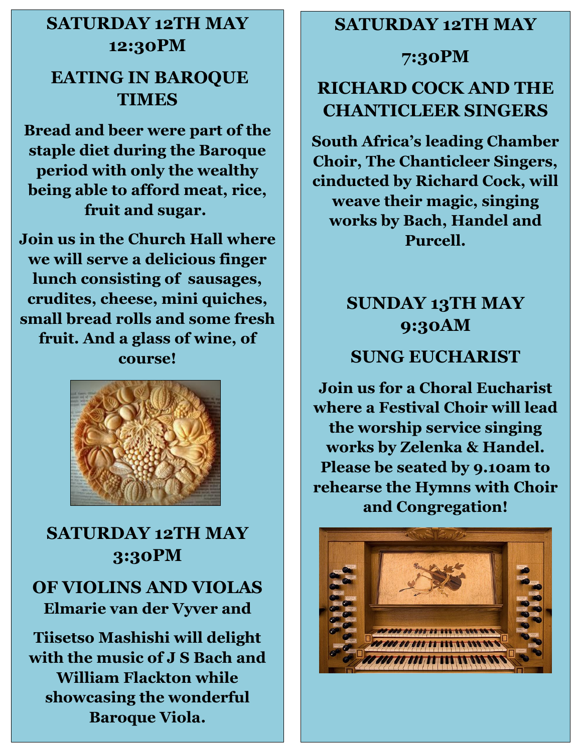## SATURDAY 12TH MAY 12:30PM

## EATING IN BAROQUE TIMES

**Bread and beer were part of the staple diet during the Baroque period with only the wealthy being able to afford meat, rice, fruit and sugar.**

**Join us in the Church Hall where we will serve a delicious finger lunch consisting of sausages, crudites, cheese, mini quiches, small bread rolls and some fresh fruit. And a glass of wine, of course!**

## SATURDAY 12TH MAY 3:30PM

## OF VIOLINS AND VIOLAS

**Elmarie van der Vyver and**

**Tiisetso Mashishi will delight with the music of J S Bach and William Flackton while showcasing the wonderful Baroque Viola.**

## SATURDAY 12TH MAY

## 7:30PM

## RICHARD COCK AND THE CHANTICLEER SINGERS

**South Africa's leading Chamber Choir, The Chanticleer Singers, cinducted by Richard Cock, will weave their magic, singing works by Bach, Handel and Purcell.**

## SUNDAY 13TH MAY 9:30AM

## SUNG EUCHARIST

**Join us for a Choral Eucharist where a Festival Choir will lead the worship service singing works by Zelenka & Handel. Please be seated by 9.10am to rehearse the Hymns with Choir and Congregation!**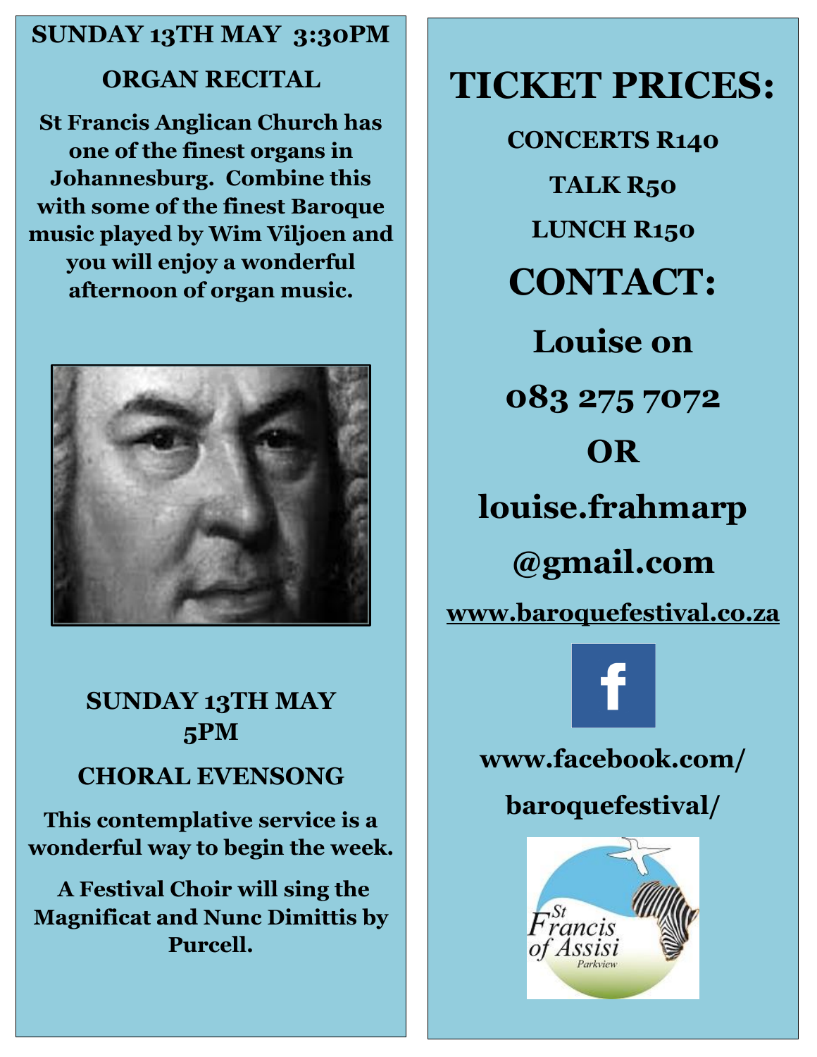## SUNDAY 13TH MAY 3:30PM

### ORGAN RECITAL

**St Francis Anglican Church has one of the finest organs in Johannesburg. Combine this with some of the finest Baroque music played by Wim Viljoen and you will enjoy a wonderful afternoon of organ music.**

## SUNDAY 13TH MAY 5PM

### CHORAL EVENSONG

**This contemplative service is a wonderful way to begin the week.**

**A Festival Choir will sing the Magnificat and Nunc Dimittis by Purcell.**

# TICKET PRICES:

**CONCERTS R140**

**TALK R50**

**LUNCH R150**

# CONTACT:

**Louise on**

**083 275 7072**

**OR**

**louise.frahmarp@gmail.com**

**www.baroquefestival.co.za**

**www.facebook.com/baroquefestival/**

St Francis of Assisi Parkview